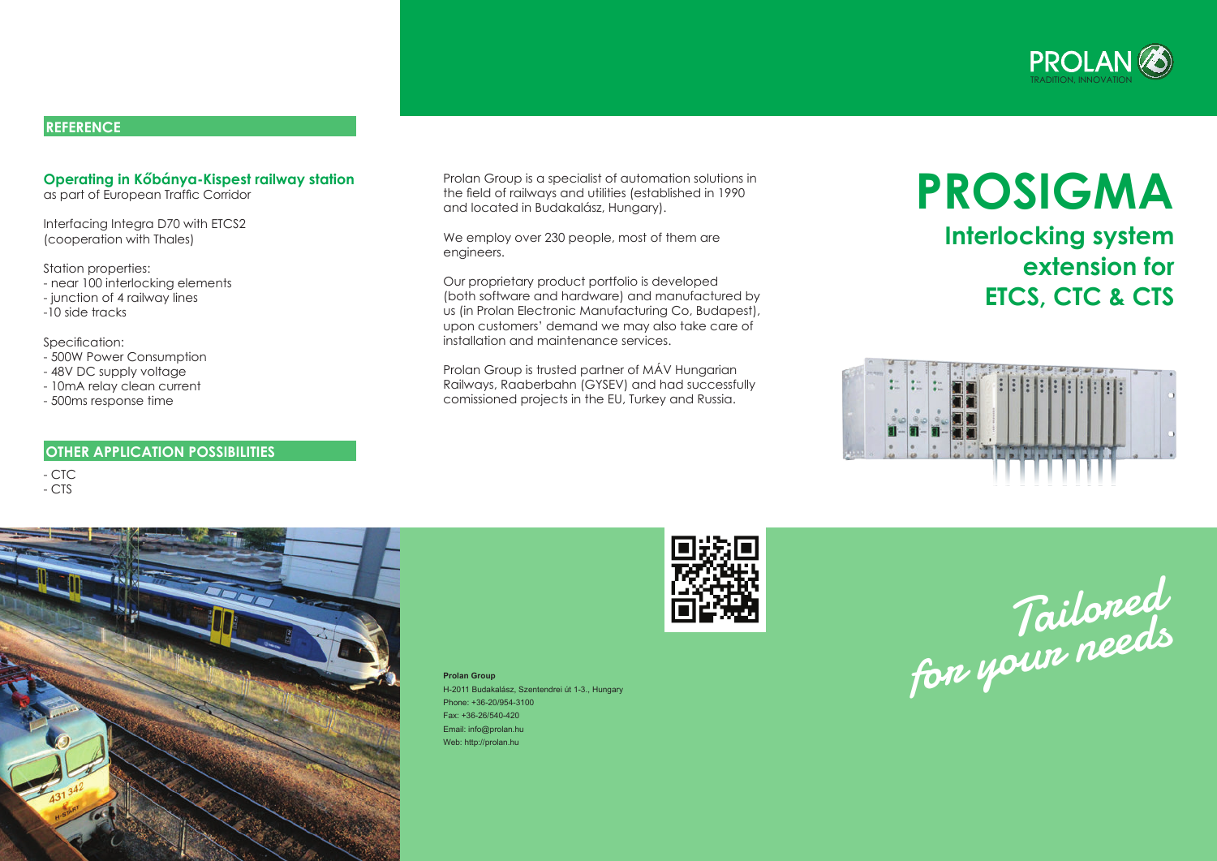# PROSIGMA

## Interlocking system extension for ETCS, CTC & CTS

Prolan Group is a specialist of automation solutions in the field of railways and utilities (established in 1990 and located in Budakalász, Hungary).

We employ over 230 people, most of them are engineers.

Our proprietary product portfolio is developed (both software and hardware) and manufactured by us (in Prolan Electronic Manufacturing Co, Budapest), upon customers' demand we may also take care of installation and maintenance services.

Prolan Group is trusted partner of MÁV Hungarian Railways, Raaberbahn (GYSEV) and had successfully comissioned projects in the EU, Turkey and Russia.

## REFERENCE

**Operating in Kőbánya-Kispest railway station**
as part of European Traffic Corridor

Interfacing Integra D70 with ETCS2 (cooperation with Thales)

Station properties:
- near 100 interlocking elements
- junction of 4 railway lines
- 10 side tracks

Specification:
- 500W Power Consumption
- 48V DC supply voltage
- 10mA relay clean current
- 500ms response time

## OTHER APPLICATION POSSIBILITIES

- CTC
- CTS

*Tailored for your needs*

**Prolan Group**
H-2011 Budakalász, Szentendrei út 1-3., Hungary
Phone: +36-20/954-3100
Fax: +36-26/540-420
Email: info@prolan.hu
Web: http://prolan.hu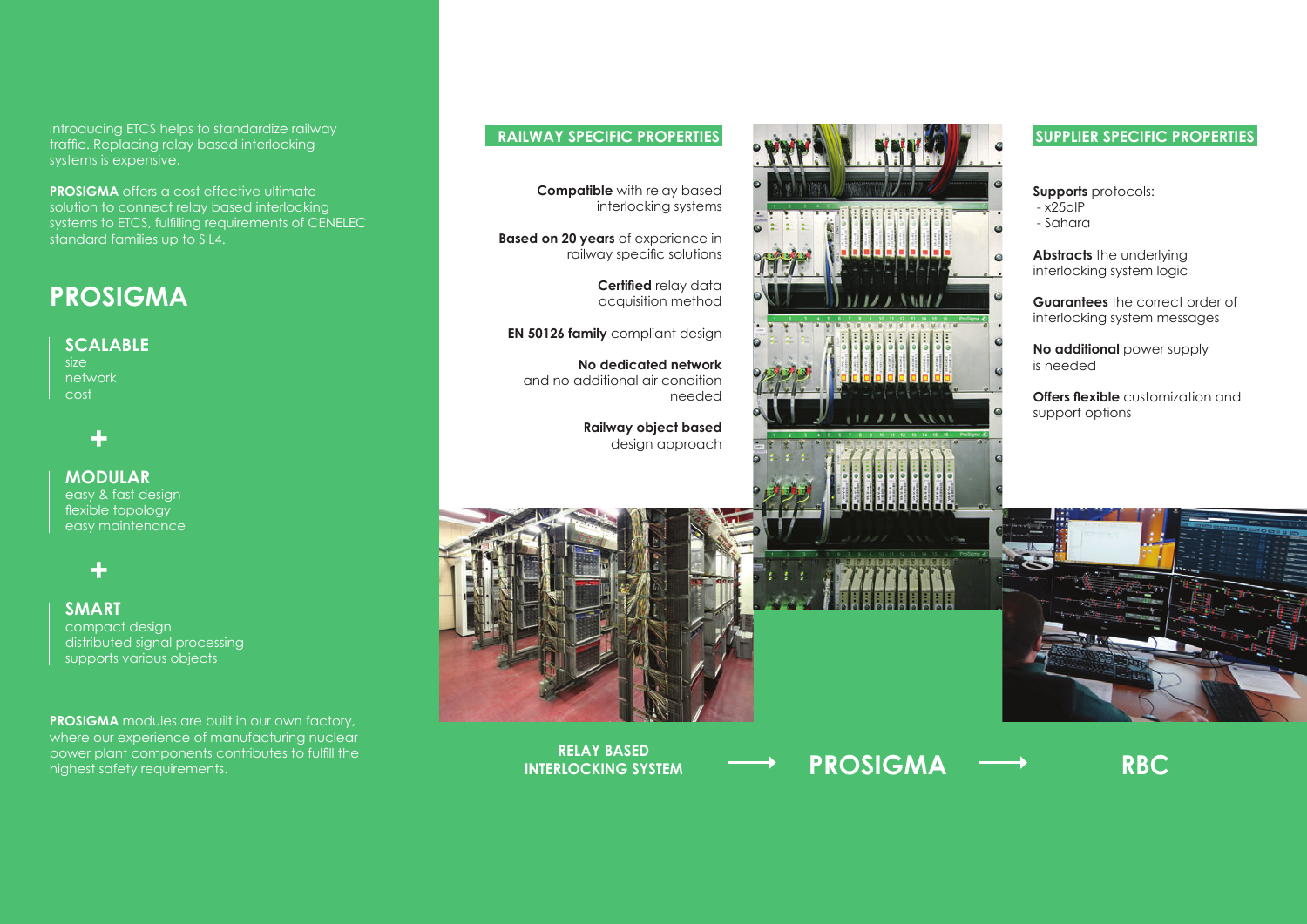Introducing ETCS helps to standardize railway traffic. Replacing relay based interlocking systems is expensive.

**PROSIGMA** offers a cost effective ultimate solution to connect relay based interlocking systems to ETCS, fulfilling requirements of CENELEC standard families up to SIL4.

# PROSIGMA

## SCALABLE
size
network
cost

+

## MODULAR
easy & fast design
flexible topology
easy maintenance

+

## SMART
compact design
distributed signal processing
supports various objects

**PROSIGMA** modules are built in our own factory, where our experience of manufacturing nuclear power plant components contributes to fulfill the highest safety requirements.

## RAILWAY SPECIFIC PROPERTIES

**Compatible** with relay based interlocking systems

**Based on 20 years** of experience in railway specific solutions

**Certified** relay data acquisition method

**EN 50126 family** compliant design

**No dedicated network** and no additional air condition needed

**Railway object based** design approach

## SUPPLIER SPECIFIC PROPERTIES

**Supports** protocols:
- x25oIP
- Sahara

**Abstracts** the underlying interlocking system logic

**Guarantees** the correct order of interlocking system messages

**No additional** power supply is needed

**Offers flexible** customization and support options

**RELAY BASED INTERLOCKING SYSTEM** → **PROSIGMA** → **RBC**